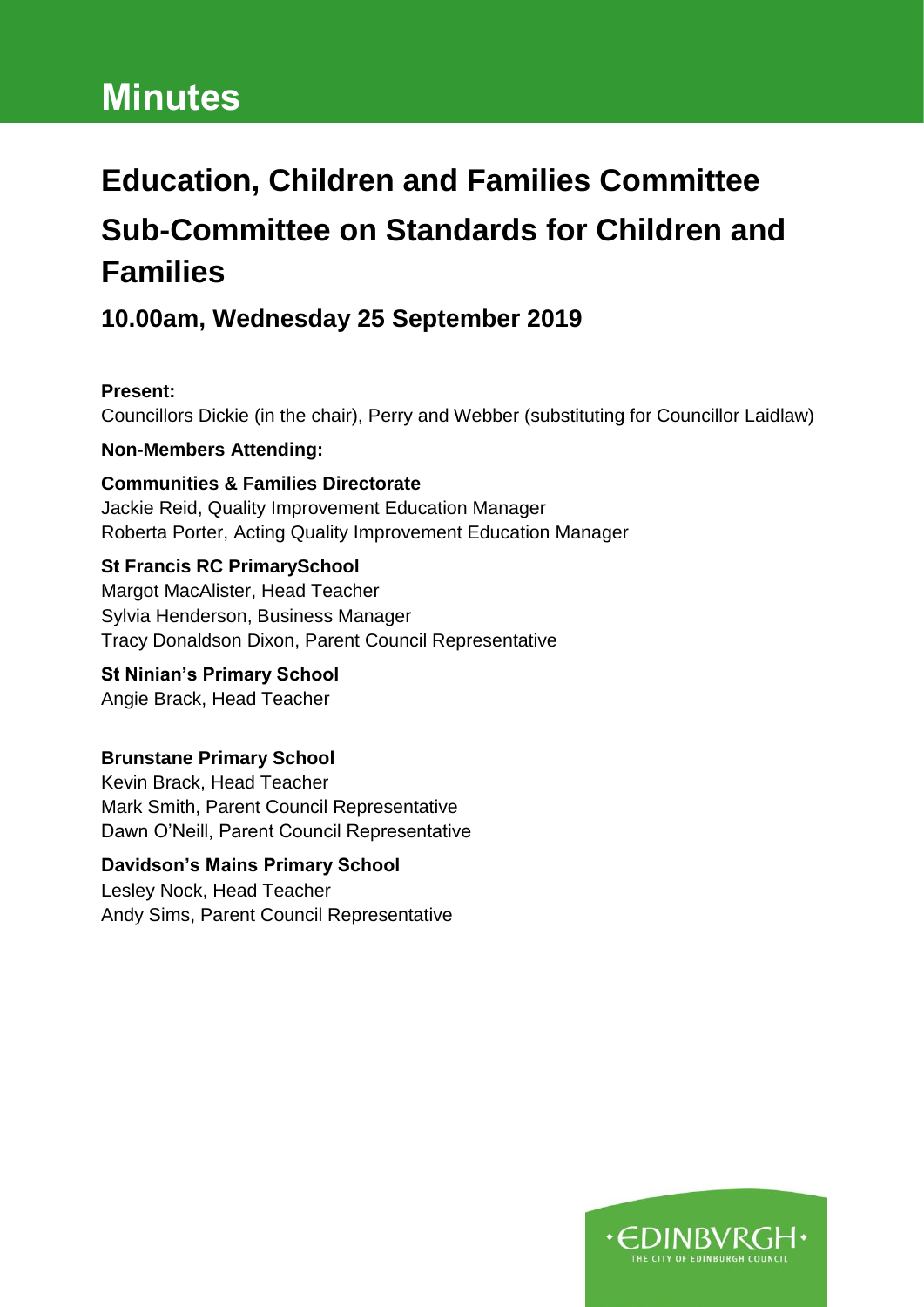# Minutes

## Education, Children and Families Committee

## Sub-Committee on Standards for Children and Families

### 10.00am, Wednesday 25 September 2019

**Present:**

Councillors Dickie (in the chair), Perry and Webber (substituting for Councillor Laidlaw)

**Non-Members Attending:**

**Communities & Families Directorate**
Jackie Reid, Quality Improvement Education Manager
Roberta Porter, Acting Quality Improvement Education Manager

**St Francis RC PrimarySchool**
Margot MacAlister, Head Teacher
Sylvia Henderson, Business Manager
Tracy Donaldson Dixon, Parent Council Representative

**St Ninian's Primary School**
Angie Brack, Head Teacher

**Brunstane Primary School**
Kevin Brack, Head Teacher
Mark Smith, Parent Council Representative
Dawn O'Neill, Parent Council Representative

**Davidson's Mains Primary School**
Lesley Nock, Head Teacher
Andy Sims, Parent Council Representative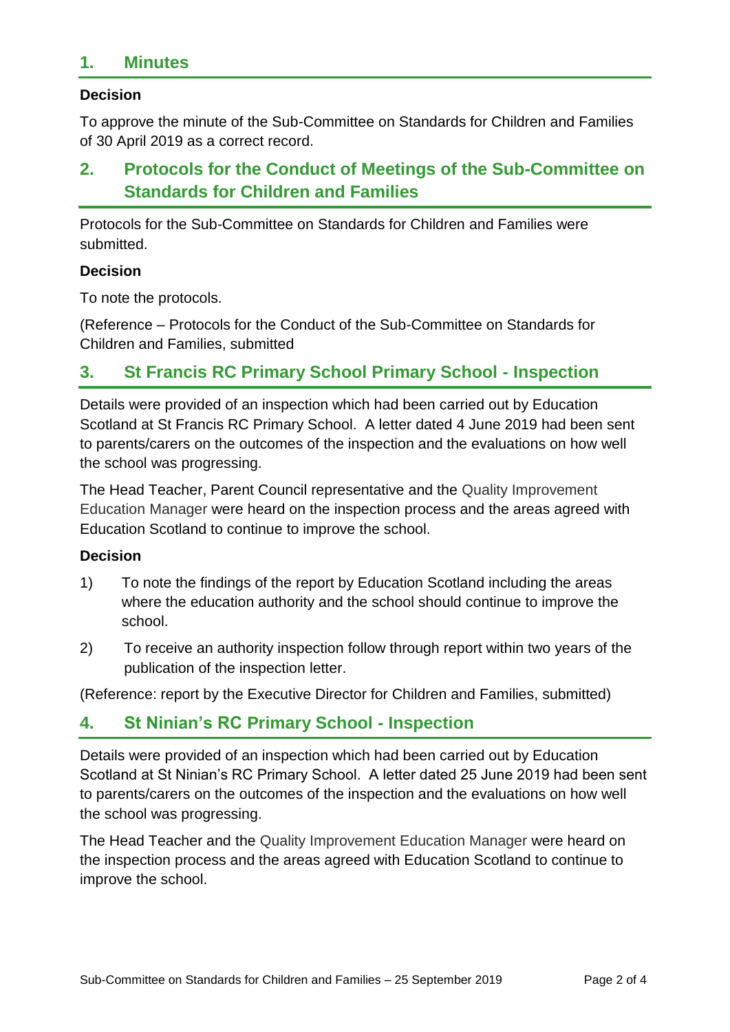## 1. Minutes

**Decision**

To approve the minute of the Sub-Committee on Standards for Children and Families of 30 April 2019 as a correct record.

## 2. Protocols for the Conduct of Meetings of the Sub-Committee on Standards for Children and Families

Protocols for the Sub-Committee on Standards for Children and Families were submitted.

**Decision**

To note the protocols.

(Reference – Protocols for the Conduct of the Sub-Committee on Standards for Children and Families, submitted

## 3. St Francis RC Primary School Primary School - Inspection

Details were provided of an inspection which had been carried out by Education Scotland at St Francis RC Primary School. A letter dated 4 June 2019 had been sent to parents/carers on the outcomes of the inspection and the evaluations on how well the school was progressing.

The Head Teacher, Parent Council representative and the Quality Improvement Education Manager were heard on the inspection process and the areas agreed with Education Scotland to continue to improve the school.

**Decision**

1) To note the findings of the report by Education Scotland including the areas where the education authority and the school should continue to improve the school.

2) To receive an authority inspection follow through report within two years of the publication of the inspection letter.

(Reference: report by the Executive Director for Children and Families, submitted)

## 4. St Ninian's RC Primary School - Inspection

Details were provided of an inspection which had been carried out by Education Scotland at St Ninian's RC Primary School. A letter dated 25 June 2019 had been sent to parents/carers on the outcomes of the inspection and the evaluations on how well the school was progressing.

The Head Teacher and the Quality Improvement Education Manager were heard on the inspection process and the areas agreed with Education Scotland to continue to improve the school.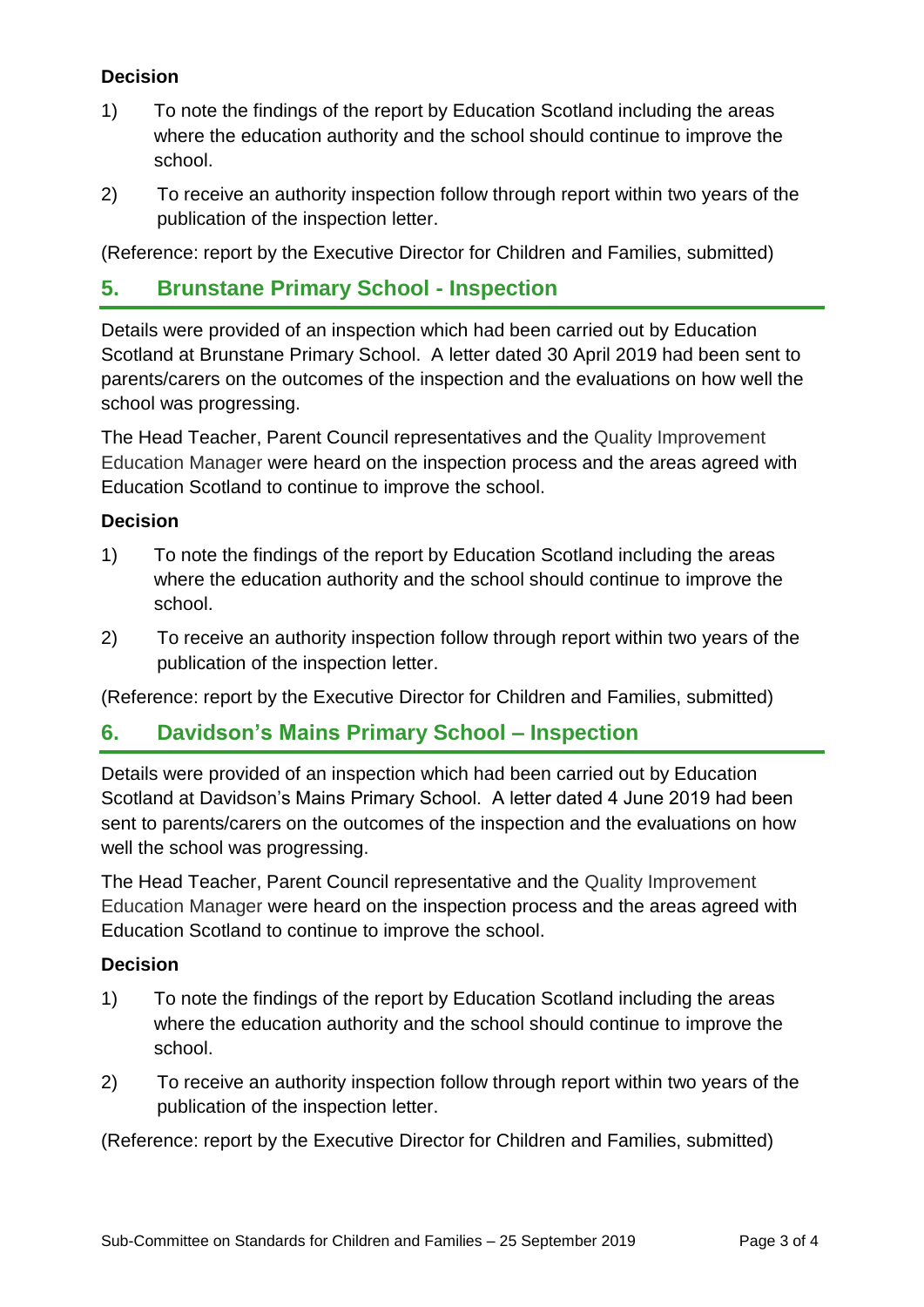### Decision

1) To note the findings of the report by Education Scotland including the areas where the education authority and the school should continue to improve the school.

2) To receive an authority inspection follow through report within two years of the publication of the inspection letter.

(Reference: report by the Executive Director for Children and Families, submitted)

## 5. Brunstane Primary School - Inspection

Details were provided of an inspection which had been carried out by Education Scotland at Brunstane Primary School. A letter dated 30 April 2019 had been sent to parents/carers on the outcomes of the inspection and the evaluations on how well the school was progressing.

The Head Teacher, Parent Council representatives and the Quality Improvement Education Manager were heard on the inspection process and the areas agreed with Education Scotland to continue to improve the school.

### Decision

1) To note the findings of the report by Education Scotland including the areas where the education authority and the school should continue to improve the school.

2) To receive an authority inspection follow through report within two years of the publication of the inspection letter.

(Reference: report by the Executive Director for Children and Families, submitted)

## 6. Davidson's Mains Primary School – Inspection

Details were provided of an inspection which had been carried out by Education Scotland at Davidson's Mains Primary School. A letter dated 4 June 2019 had been sent to parents/carers on the outcomes of the inspection and the evaluations on how well the school was progressing.

The Head Teacher, Parent Council representative and the Quality Improvement Education Manager were heard on the inspection process and the areas agreed with Education Scotland to continue to improve the school.

### Decision

1) To note the findings of the report by Education Scotland including the areas where the education authority and the school should continue to improve the school.

2) To receive an authority inspection follow through report within two years of the publication of the inspection letter.

(Reference: report by the Executive Director for Children and Families, submitted)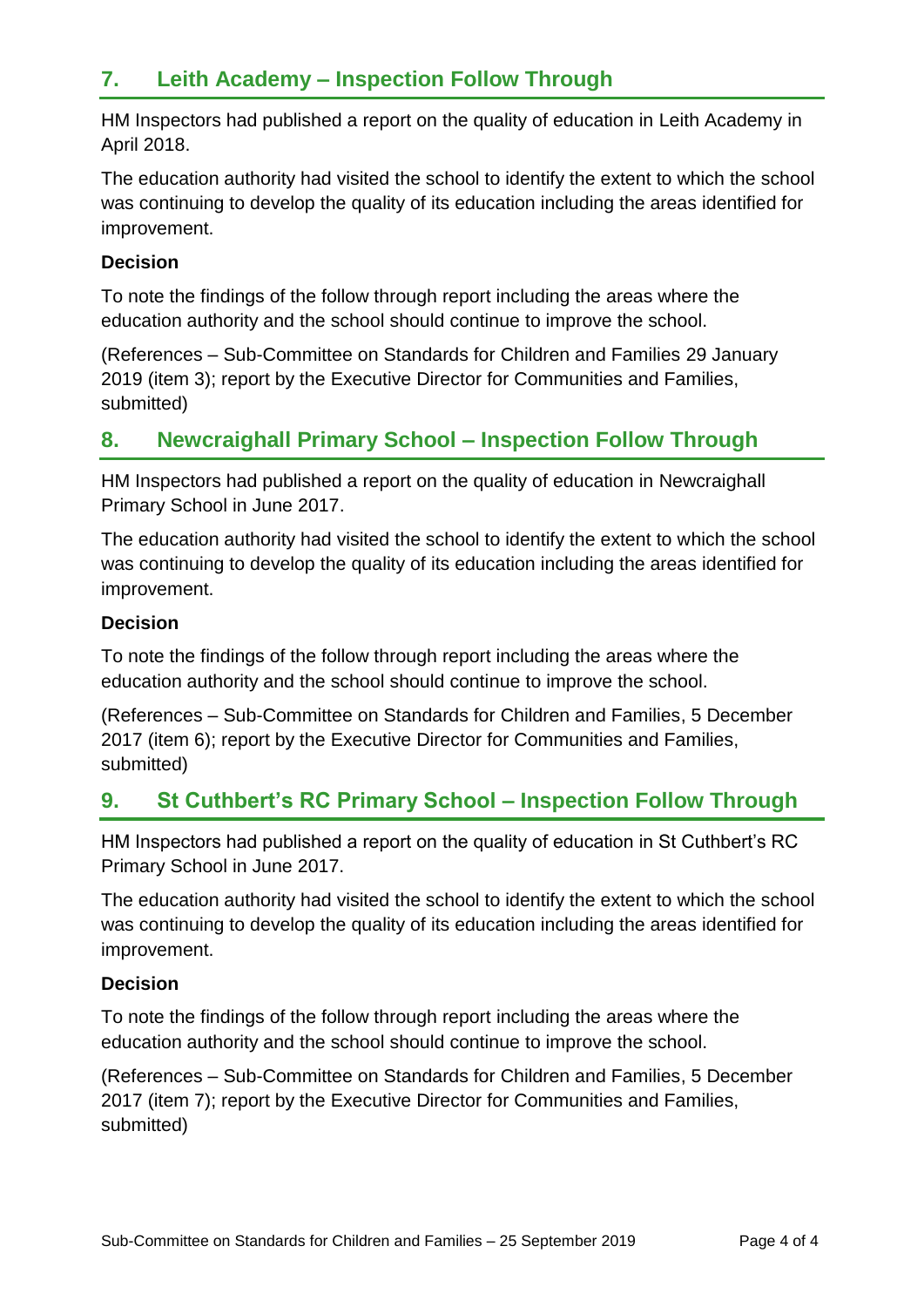## 7. Leith Academy – Inspection Follow Through

HM Inspectors had published a report on the quality of education in Leith Academy in April 2018.

The education authority had visited the school to identify the extent to which the school was continuing to develop the quality of its education including the areas identified for improvement.

### Decision

To note the findings of the follow through report including the areas where the education authority and the school should continue to improve the school.

(References – Sub-Committee on Standards for Children and Families 29 January 2019 (item 3); report by the Executive Director for Communities and Families, submitted)

## 8. Newcraighall Primary School – Inspection Follow Through

HM Inspectors had published a report on the quality of education in Newcraighall Primary School in June 2017.

The education authority had visited the school to identify the extent to which the school was continuing to develop the quality of its education including the areas identified for improvement.

### Decision

To note the findings of the follow through report including the areas where the education authority and the school should continue to improve the school.

(References – Sub-Committee on Standards for Children and Families, 5 December 2017 (item 6); report by the Executive Director for Communities and Families, submitted)

## 9. St Cuthbert's RC Primary School – Inspection Follow Through

HM Inspectors had published a report on the quality of education in St Cuthbert's RC Primary School in June 2017.

The education authority had visited the school to identify the extent to which the school was continuing to develop the quality of its education including the areas identified for improvement.

### Decision

To note the findings of the follow through report including the areas where the education authority and the school should continue to improve the school.

(References – Sub-Committee on Standards for Children and Families, 5 December 2017 (item 7); report by the Executive Director for Communities and Families, submitted)